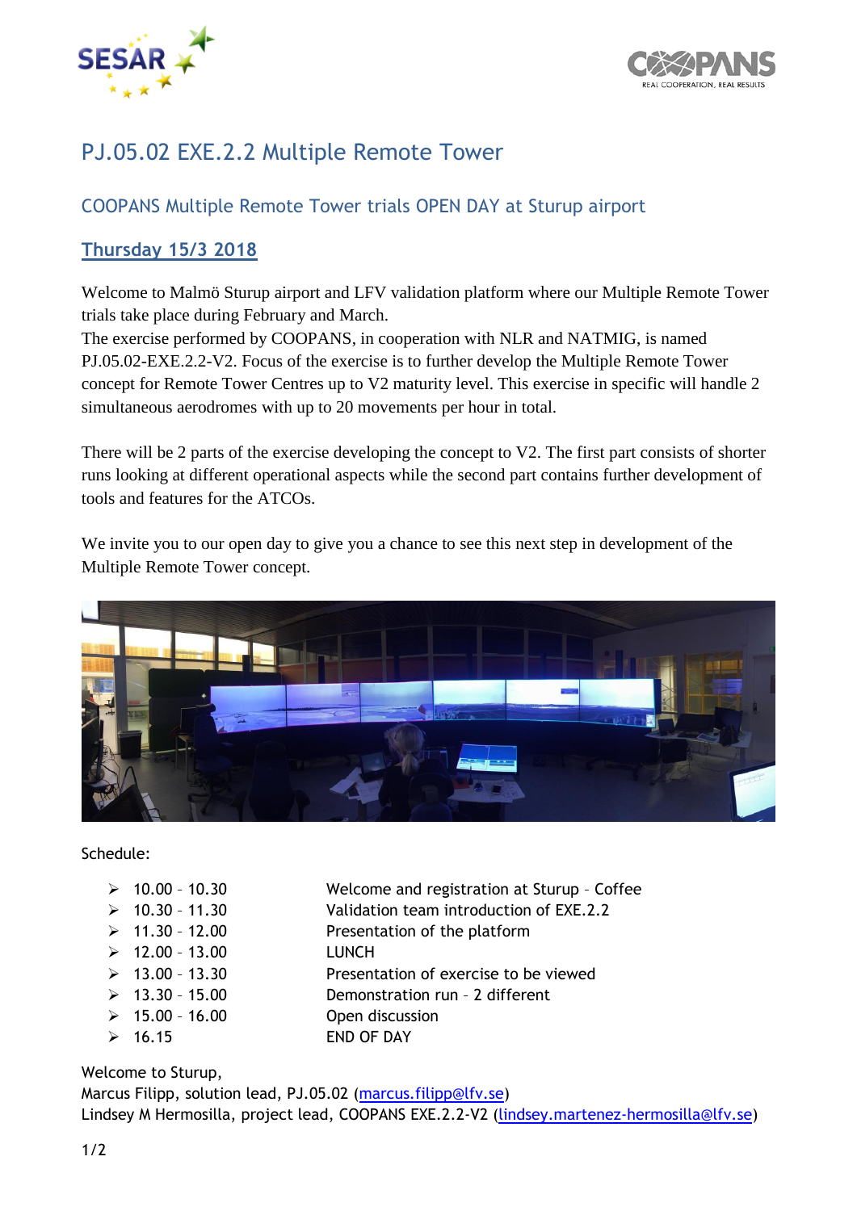# PJ.05.02 EXE.2.2 Multiple Remote Tower

## COOPANS Multiple Remote Tower trials OPEN DAY at Sturup airport

### Thursday 15/3 2018

Welcome to Malmö Sturup airport and LFV validation platform where our Multiple Remote Tower trials take place during February and March.
The exercise performed by COOPANS, in cooperation with NLR and NATMIG, is named PJ.05.02-EXE.2.2-V2. Focus of the exercise is to further develop the Multiple Remote Tower concept for Remote Tower Centres up to V2 maturity level. This exercise in specific will handle 2 simultaneous aerodromes with up to 20 movements per hour in total.

There will be 2 parts of the exercise developing the concept to V2. The first part consists of shorter runs looking at different operational aspects while the second part contains further development of tools and features for the ATCOs.

We invite you to our open day to give you a chance to see this next step in development of the Multiple Remote Tower concept.

Schedule:

- 10.00 – 10.30 Welcome and registration at Sturup – Coffee
- 10.30 – 11.30 Validation team introduction of EXE.2.2
- 11.30 – 12.00 Presentation of the platform
- 12.00 – 13.00 LUNCH
- 13.00 – 13.30 Presentation of exercise to be viewed
- 13.30 – 15.00 Demonstration run – 2 different
- 15.00 – 16.00 Open discussion
- 16.15 END OF DAY

Welcome to Sturup,
Marcus Filipp, solution lead, PJ.05.02 (marcus.filipp@lfv.se)
Lindsey M Hermosilla, project lead, COOPANS EXE.2.2-V2 (lindsey.martenez-hermosilla@lfv.se)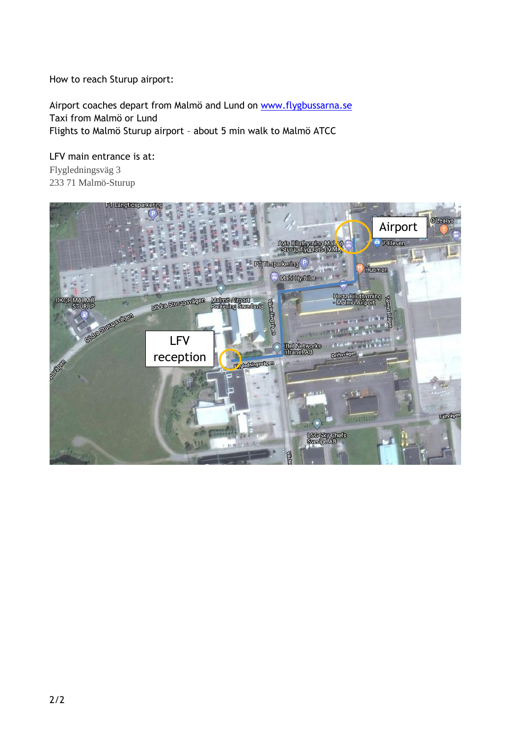How to reach Sturup airport:

Airport coaches depart from Malmö and Lund on [www.flygbussarna.se](http://www.flygbussarna.se)
Taxi from Malmö or Lund
Flights to Malmö Sturup airport – about 5 min walk to Malmö ATCC

LFV main entrance is at:
Flygledningsväg 3
233 71 Malmö-Sturup